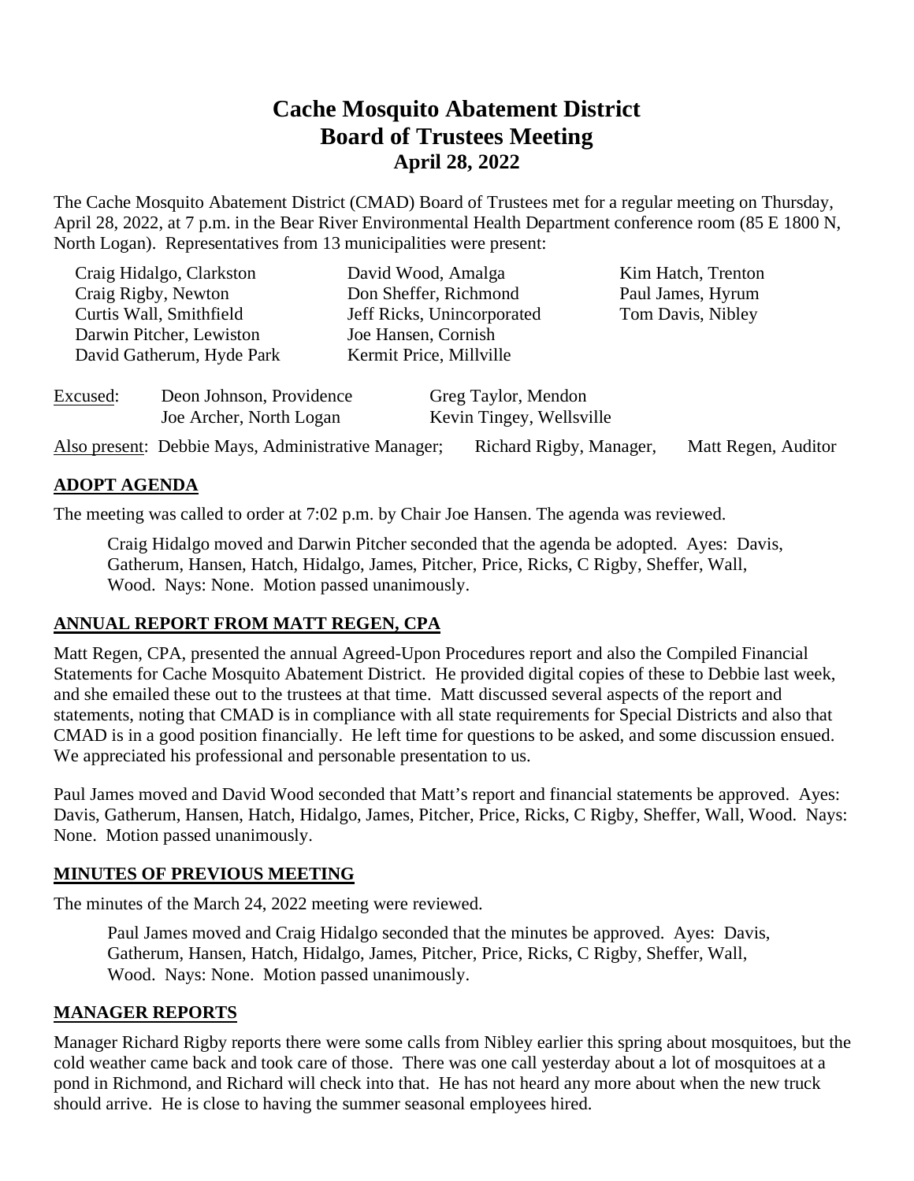# Cache Mosquito Abatement District
# Board of Trustees Meeting
## April 28, 2022

The Cache Mosquito Abatement District (CMAD) Board of Trustees met for a regular meeting on Thursday, April 28, 2022, at 7 p.m. in the Bear River Environmental Health Department conference room (85 E 1800 N, North Logan). Representatives from 13 municipalities were present:

Craig Hidalgo, Clarkston
Craig Rigby, Newton
Curtis Wall, Smithfield
Darwin Pitcher, Lewiston
David Gatherum, Hyde Park
David Wood, Amalga
Don Sheffer, Richmond
Jeff Ricks, Unincorporated
Joe Hansen, Cornish
Kermit Price, Millville
Kim Hatch, Trenton
Paul James, Hyrum
Tom Davis, Nibley

Excused: Deon Johnson, Providence; Joe Archer, North Logan; Greg Taylor, Mendon; Kevin Tingey, Wellsville

Also present: Debbie Mays, Administrative Manager; Richard Rigby, Manager, Matt Regen, Auditor

## ADOPT AGENDA

The meeting was called to order at 7:02 p.m. by Chair Joe Hansen. The agenda was reviewed.

> Craig Hidalgo moved and Darwin Pitcher seconded that the agenda be adopted. Ayes: Davis, Gatherum, Hansen, Hatch, Hidalgo, James, Pitcher, Price, Ricks, C Rigby, Sheffer, Wall, Wood. Nays: None. Motion passed unanimously.

## ANNUAL REPORT FROM MATT REGEN, CPA

Matt Regen, CPA, presented the annual Agreed-Upon Procedures report and also the Compiled Financial Statements for Cache Mosquito Abatement District. He provided digital copies of these to Debbie last week, and she emailed these out to the trustees at that time. Matt discussed several aspects of the report and statements, noting that CMAD is in compliance with all state requirements for Special Districts and also that CMAD is in a good position financially. He left time for questions to be asked, and some discussion ensued. We appreciated his professional and personable presentation to us.

Paul James moved and David Wood seconded that Matt's report and financial statements be approved. Ayes: Davis, Gatherum, Hansen, Hatch, Hidalgo, James, Pitcher, Price, Ricks, C Rigby, Sheffer, Wall, Wood. Nays: None. Motion passed unanimously.

## MINUTES OF PREVIOUS MEETING

The minutes of the March 24, 2022 meeting were reviewed.

> Paul James moved and Craig Hidalgo seconded that the minutes be approved. Ayes: Davis, Gatherum, Hansen, Hatch, Hidalgo, James, Pitcher, Price, Ricks, C Rigby, Sheffer, Wall, Wood. Nays: None. Motion passed unanimously.

## MANAGER REPORTS

Manager Richard Rigby reports there were some calls from Nibley earlier this spring about mosquitoes, but the cold weather came back and took care of those. There was one call yesterday about a lot of mosquitoes at a pond in Richmond, and Richard will check into that. He has not heard any more about when the new truck should arrive. He is close to having the summer seasonal employees hired.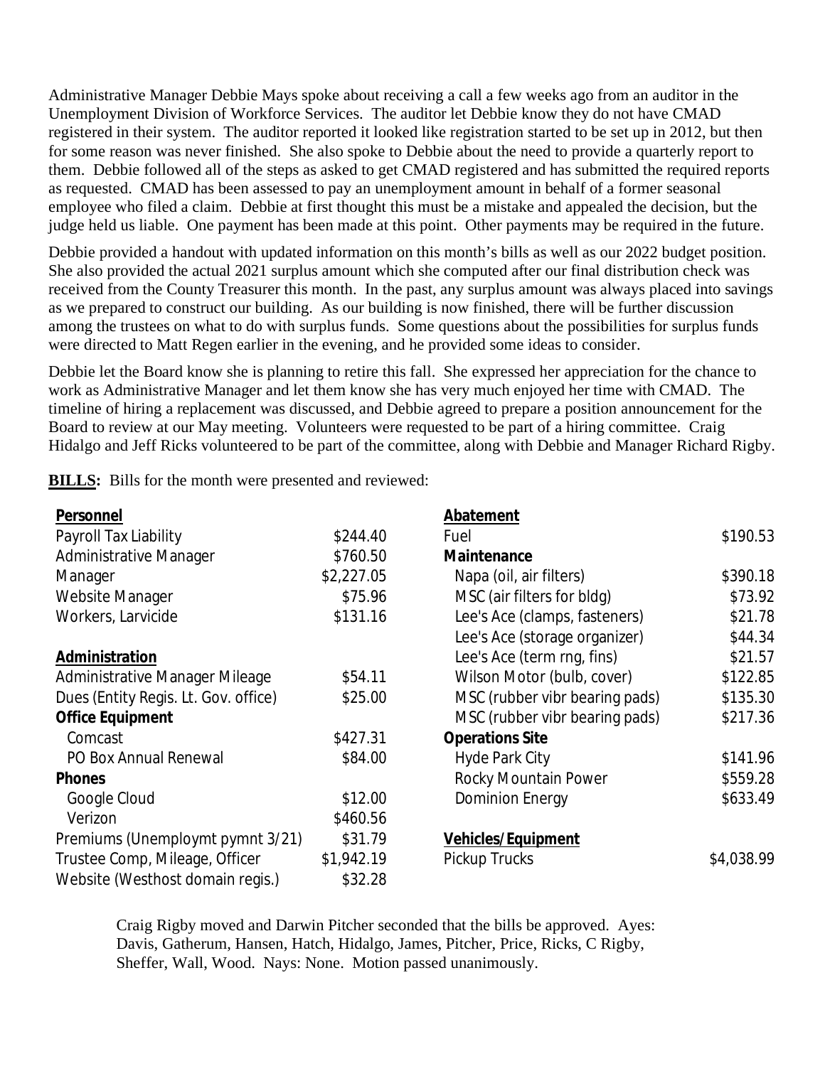Administrative Manager Debbie Mays spoke about receiving a call a few weeks ago from an auditor in the Unemployment Division of Workforce Services. The auditor let Debbie know they do not have CMAD registered in their system. The auditor reported it looked like registration started to be set up in 2012, but then for some reason was never finished. She also spoke to Debbie about the need to provide a quarterly report to them. Debbie followed all of the steps as asked to get CMAD registered and has submitted the required reports as requested. CMAD has been assessed to pay an unemployment amount in behalf of a former seasonal employee who filed a claim. Debbie at first thought this must be a mistake and appealed the decision, but the judge held us liable. One payment has been made at this point. Other payments may be required in the future.

Debbie provided a handout with updated information on this month's bills as well as our 2022 budget position. She also provided the actual 2021 surplus amount which she computed after our final distribution check was received from the County Treasurer this month. In the past, any surplus amount was always placed into savings as we prepared to construct our building. As our building is now finished, there will be further discussion among the trustees on what to do with surplus funds. Some questions about the possibilities for surplus funds were directed to Matt Regen earlier in the evening, and he provided some ideas to consider.

Debbie let the Board know she is planning to retire this fall. She expressed her appreciation for the chance to work as Administrative Manager and let them know she has very much enjoyed her time with CMAD. The timeline of hiring a replacement was discussed, and Debbie agreed to prepare a position announcement for the Board to review at our May meeting. Volunteers were requested to be part of a hiring committee. Craig Hidalgo and Jeff Ricks volunteered to be part of the committee, along with Debbie and Manager Richard Rigby.

**BILLS:** Bills for the month were presented and reviewed:

| **Personnel** | | **Abatement** | |
|---|---|---|---|
| Payroll Tax Liability | $244.40 | Fuel | $190.53 |
| Administrative Manager | $760.50 | **Maintenance** | |
| Manager | $2,227.05 | Napa (oil, air filters) | $390.18 |
| Website Manager | $75.96 | MSC (air filters for bldg) | $73.92 |
| Workers, Larvicide | $131.16 | Lee's Ace (clamps, fasteners) | $21.78 |
| | | Lee's Ace (storage organizer) | $44.34 |
| **Administration** | | Lee's Ace (term rng, fins) | $21.57 |
| Administrative Manager Mileage | $54.11 | Wilson Motor (bulb, cover) | $122.85 |
| Dues (Entity Regis. Lt. Gov. office) | $25.00 | MSC (rubber vibr bearing pads) | $135.30 |
| **Office Equipment** | | MSC (rubber vibr bearing pads) | $217.36 |
| Comcast | $427.31 | **Operations Site** | |
| PO Box Annual Renewal | $84.00 | Hyde Park City | $141.96 |
| **Phones** | | Rocky Mountain Power | $559.28 |
| Google Cloud | $12.00 | Dominion Energy | $633.49 |
| Verizon | $460.56 | | |
| Premiums (Unemploymt pymnt 3/21) | $31.79 | **Vehicles/Equipment** | |
| Trustee Comp, Mileage, Officer | $1,942.19 | Pickup Trucks | $4,038.99 |
| Website (Westhost domain regis.) | $32.28 | | |

Craig Rigby moved and Darwin Pitcher seconded that the bills be approved. Ayes: Davis, Gatherum, Hansen, Hatch, Hidalgo, James, Pitcher, Price, Ricks, C Rigby, Sheffer, Wall, Wood. Nays: None. Motion passed unanimously.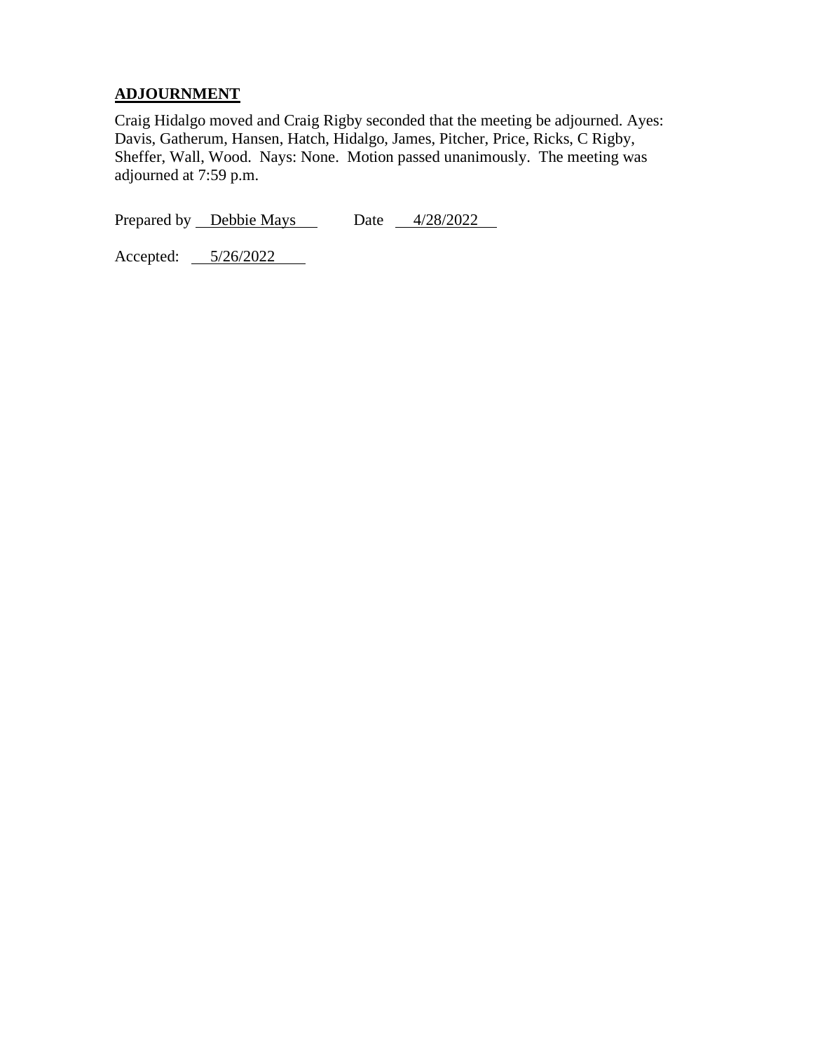## ADJOURNMENT

Craig Hidalgo moved and Craig Rigby seconded that the meeting be adjourned. Ayes: Davis, Gatherum, Hansen, Hatch, Hidalgo, James, Pitcher, Price, Ricks, C Rigby, Sheffer, Wall, Wood. Nays: None. Motion passed unanimously. The meeting was adjourned at 7:59 p.m.

Prepared by Debbie Mays Date 4/28/2022

Accepted: 5/26/2022